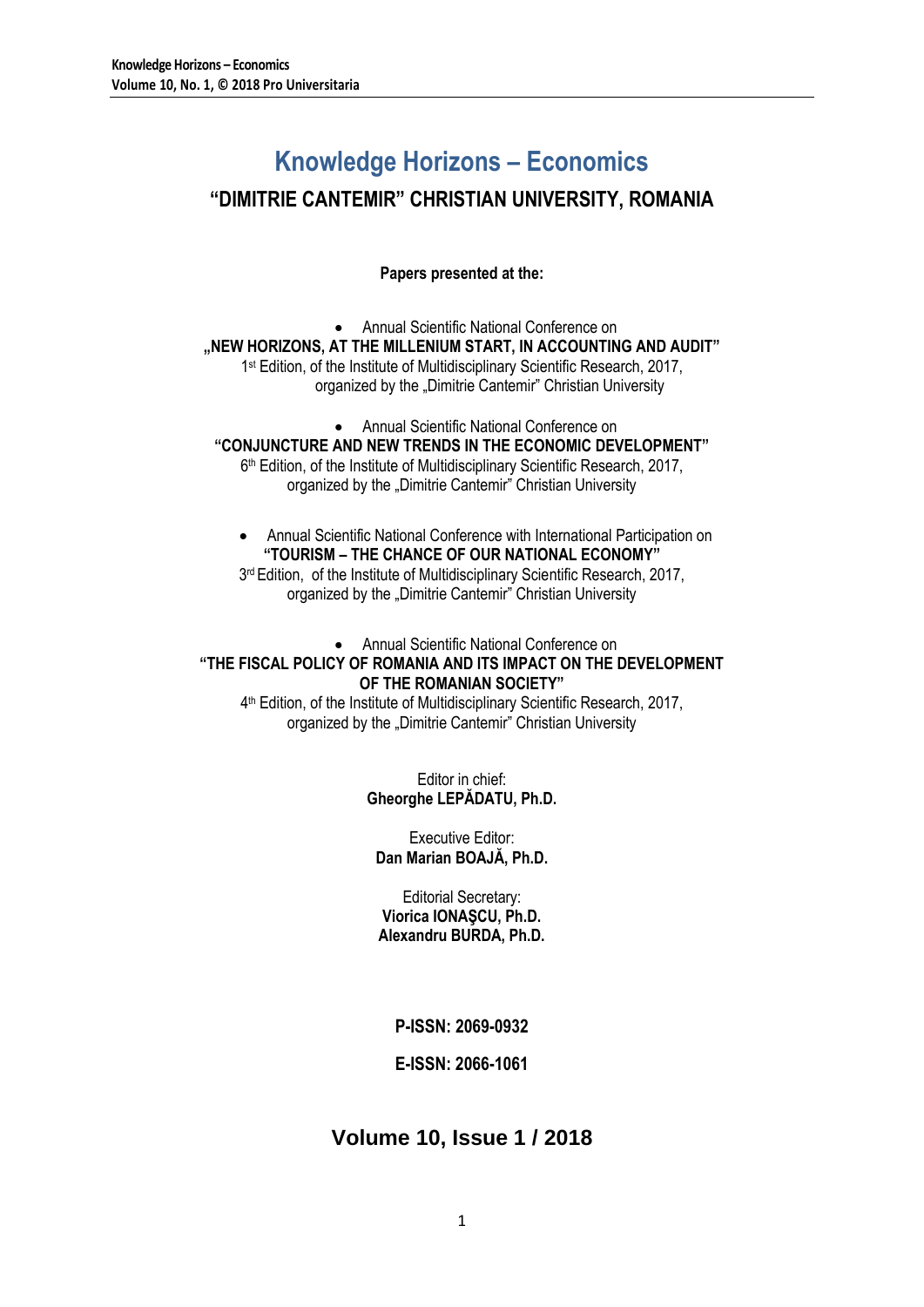# Knowledge Horizons – Economics

## "DIMITRIE CANTEMIR" CHRISTIAN UNIVERSITY, ROMANIA

**Papers presented at the:**

- Annual Scientific National Conference on

**„NEW HORIZONS, AT THE MILLENIUM START, IN ACCOUNTING AND AUDIT"**
1st Edition, of the Institute of Multidisciplinary Scientific Research, 2017,
organized by the „Dimitrie Cantemir" Christian University

- Annual Scientific National Conference on

**"CONJUNCTURE AND NEW TRENDS IN THE ECONOMIC DEVELOPMENT"**
6th Edition, of the Institute of Multidisciplinary Scientific Research, 2017,
organized by the „Dimitrie Cantemir" Christian University

- Annual Scientific National Conference with International Participation on

**"TOURISM – THE CHANCE OF OUR NATIONAL ECONOMY"**
3rd Edition, of the Institute of Multidisciplinary Scientific Research, 2017,
organized by the „Dimitrie Cantemir" Christian University

- Annual Scientific National Conference on

**"THE FISCAL POLICY OF ROMANIA AND ITS IMPACT ON THE DEVELOPMENT OF THE ROMANIAN SOCIETY"**
4th Edition, of the Institute of Multidisciplinary Scientific Research, 2017,
organized by the „Dimitrie Cantemir" Christian University

Editor in chief:
**Gheorghe LEPĂDATU, Ph.D.**

Executive Editor:
**Dan Marian BOAJĂ, Ph.D.**

Editorial Secretary:
**Viorica IONAŞCU, Ph.D.**
**Alexandru BURDA, Ph.D.**

**P-ISSN: 2069-0932**

**E-ISSN: 2066-1061**

## Volume 10, Issue 1 / 2018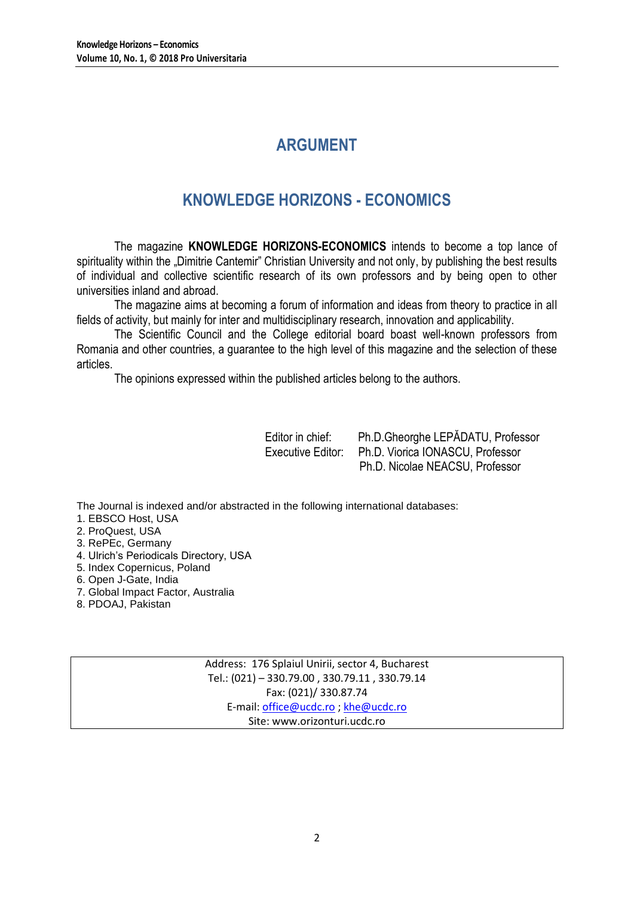# ARGUMENT

## KNOWLEDGE HORIZONS - ECONOMICS

The magazine **KNOWLEDGE HORIZONS-ECONOMICS** intends to become a top lance of spirituality within the „Dimitrie Cantemir" Christian University and not only, by publishing the best results of individual and collective scientific research of its own professors and by being open to other universities inland and abroad.

The magazine aims at becoming a forum of information and ideas from theory to practice in all fields of activity, but mainly for inter and multidisciplinary research, innovation and applicability.

The Scientific Council and the College editorial board boast well-known professors from Romania and other countries, a guarantee to the high level of this magazine and the selection of these articles.

The opinions expressed within the published articles belong to the authors.

Editor in chief: Ph.D.Gheorghe LEPĂDATU, Professor
Executive Editor: Ph.D. Viorica IONASCU, Professor
Ph.D. Nicolae NEACSU, Professor

The Journal is indexed and/or abstracted in the following international databases:

1. EBSCO Host, USA
2. ProQuest, USA
3. RePEc, Germany
4. Ulrich's Periodicals Directory, USA
5. Index Copernicus, Poland
6. Open J-Gate, India
7. Global Impact Factor, Australia
8. PDOAJ, Pakistan

Address: 176 Splaiul Unirii, sector 4, Bucharest
Tel.: (021) – 330.79.00 , 330.79.11 , 330.79.14
Fax: (021)/ 330.87.74
E-mail: office@ucdc.ro ; khe@ucdc.ro
Site: www.orizonturi.ucdc.ro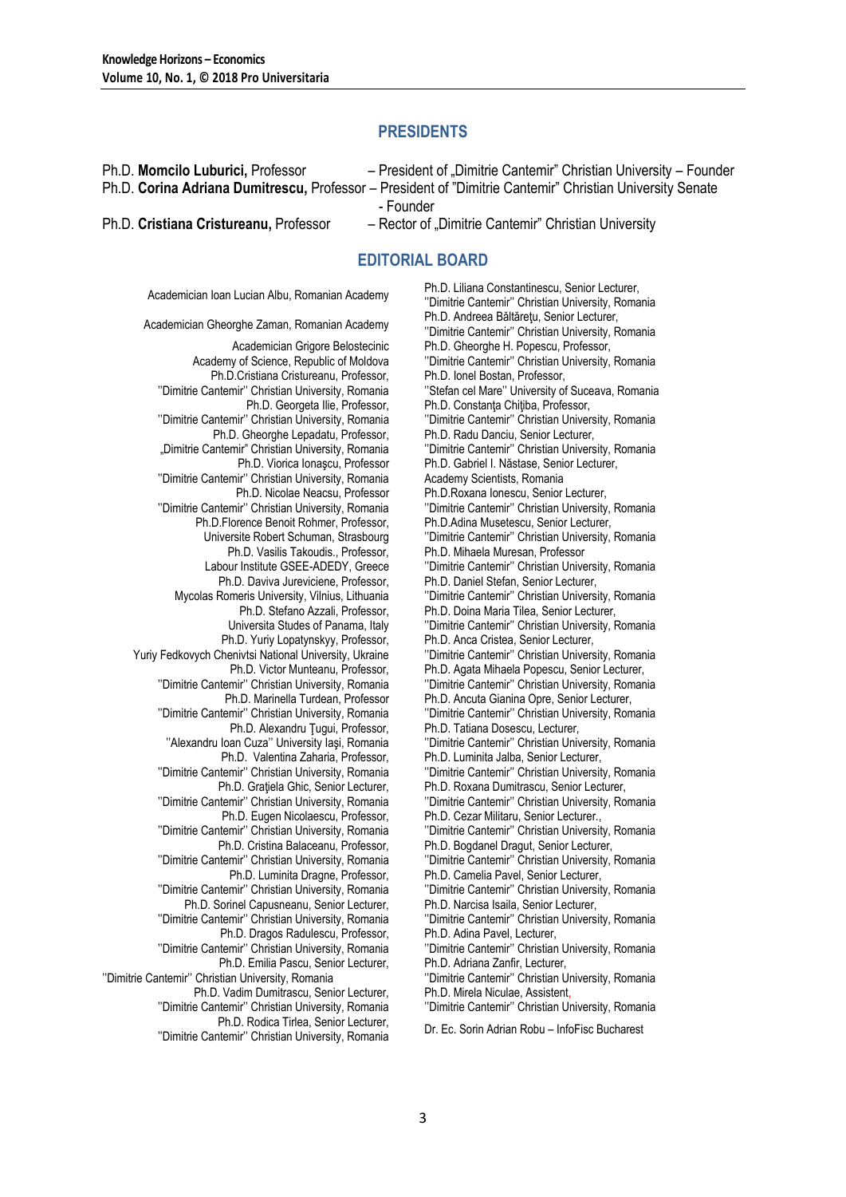## PRESIDENTS

Ph.D. **Momcilo Luburici,** Professor – President of „Dimitrie Cantemir" Christian University – Founder

Ph.D. **Corina Adriana Dumitrescu,** Professor – President of "Dimitrie Cantemir" Christian University Senate - Founder

Ph.D. **Cristiana Cristureanu,** Professor – Rector of „Dimitrie Cantemir" Christian University

## EDITORIAL BOARD

Academician Ioan Lucian Albu, Romanian Academy

Academician Gheorghe Zaman, Romanian Academy

Academician Grigore Belostecinic
Academy of Science, Republic of Moldova

Ph.D.Cristiana Cristureanu, Professor,
''Dimitrie Cantemir'' Christian University, Romania

Ph.D. Georgeta Ilie, Professor,
''Dimitrie Cantemir'' Christian University, Romania

Ph.D. Gheorghe Lepadatu, Professor,
„Dimitrie Cantemir" Christian University, Romania

Ph.D. Viorica Ionaşcu, Professor
''Dimitrie Cantemir'' Christian University, Romania

Ph.D. Nicolae Neacsu, Professor
''Dimitrie Cantemir'' Christian University, Romania

Ph.D.Florence Benoit Rohmer, Professor,
Universite Robert Schuman, Strasbourg

Ph.D. Vasilis Takoudis., Professor,
Labour Institute GSEE-ADEDY, Greece

Ph.D. Daviva Jureviciene, Professor,
Mycolas Romeris University, Vilnius, Lithuania

Ph.D. Stefano Azzali, Professor,
Universita Studes of Panama, Italy

Ph.D. Yuriy Lopatynskyy, Professor,
Yuriy Fedkovych Chenivtsi National University, Ukraine

Ph.D. Victor Munteanu, Professor,
''Dimitrie Cantemir'' Christian University, Romania

Ph.D. Marinella Turdean, Professor
''Dimitrie Cantemir'' Christian University, Romania

Ph.D. Alexandru Ţugui, Professor,
''Alexandru Ioan Cuza'' University Iaşi, Romania

Ph.D. Valentina Zaharia, Professor,
''Dimitrie Cantemir'' Christian University, Romania

Ph.D. Graţiela Ghic, Senior Lecturer,
''Dimitrie Cantemir'' Christian University, Romania

Ph.D. Eugen Nicolaescu, Professor,
''Dimitrie Cantemir'' Christian University, Romania

Ph.D. Cristina Balaceanu, Professor,
''Dimitrie Cantemir'' Christian University, Romania

Ph.D. Luminita Dragne, Professor,
''Dimitrie Cantemir'' Christian University, Romania

Ph.D. Sorinel Capusneanu, Senior Lecturer,
''Dimitrie Cantemir'' Christian University, Romania

Ph.D. Dragos Radulescu, Professor,
''Dimitrie Cantemir'' Christian University, Romania

Ph.D. Emilia Pascu, Senior Lecturer,
''Dimitrie Cantemir'' Christian University, Romania

Ph.D. Vadim Dumitrascu, Senior Lecturer,
''Dimitrie Cantemir'' Christian University, Romania

Ph.D. Rodica Tirlea, Senior Lecturer,
''Dimitrie Cantemir'' Christian University, Romania

Ph.D. Liliana Constantinescu, Senior Lecturer,
''Dimitrie Cantemir'' Christian University, Romania

Ph.D. Andreea Băltăreţu, Senior Lecturer,
''Dimitrie Cantemir'' Christian University, Romania

Ph.D. Gheorghe H. Popescu, Professor,
''Dimitrie Cantemir'' Christian University, Romania

Ph.D. Ionel Bostan, Professor,
''Stefan cel Mare'' University of Suceava, Romania

Ph.D. Constanţa Chiţiba, Professor,
''Dimitrie Cantemir'' Christian University, Romania

Ph.D. Radu Danciu, Senior Lecturer,
''Dimitrie Cantemir'' Christian University, Romania

Ph.D. Gabriel I. Năstase, Senior Lecturer,
Academy Scientists, Romania

Ph.D.Roxana Ionescu, Senior Lecturer,
''Dimitrie Cantemir'' Christian University, Romania

Ph.D.Adina Musetescu, Senior Lecturer,
''Dimitrie Cantemir'' Christian University, Romania

Ph.D. Mihaela Muresan, Professor
''Dimitrie Cantemir'' Christian University, Romania

Ph.D. Daniel Stefan, Senior Lecturer,
''Dimitrie Cantemir'' Christian University, Romania

Ph.D. Doina Maria Tilea, Senior Lecturer,
''Dimitrie Cantemir'' Christian University, Romania

Ph.D. Anca Cristea, Senior Lecturer,
''Dimitrie Cantemir'' Christian University, Romania

Ph.D. Agata Mihaela Popescu, Senior Lecturer,
''Dimitrie Cantemir'' Christian University, Romania

Ph.D. Ancuta Gianina Opre, Senior Lecturer,
''Dimitrie Cantemir'' Christian University, Romania

Ph.D. Tatiana Dosescu, Lecturer,
''Dimitrie Cantemir'' Christian University, Romania

Ph.D. Luminita Jalba, Senior Lecturer,
''Dimitrie Cantemir'' Christian University, Romania

Ph.D. Roxana Dumitrascu, Senior Lecturer,
''Dimitrie Cantemir'' Christian University, Romania

Ph.D. Cezar Militaru, Senior Lecturer.,
''Dimitrie Cantemir'' Christian University, Romania

Ph.D. Bogdanel Dragut, Senior Lecturer,
''Dimitrie Cantemir'' Christian University, Romania

Ph.D. Camelia Pavel, Senior Lecturer,
''Dimitrie Cantemir'' Christian University, Romania

Ph.D. Narcisa Isaila, Senior Lecturer,
''Dimitrie Cantemir'' Christian University, Romania

Ph.D. Adina Pavel, Lecturer,
''Dimitrie Cantemir'' Christian University, Romania

Ph.D. Adriana Zanfir, Lecturer,
''Dimitrie Cantemir'' Christian University, Romania

Ph.D. Mirela Niculae, Assistent,
''Dimitrie Cantemir'' Christian University, Romania

Dr. Ec. Sorin Adrian Robu – InfoFisc Bucharest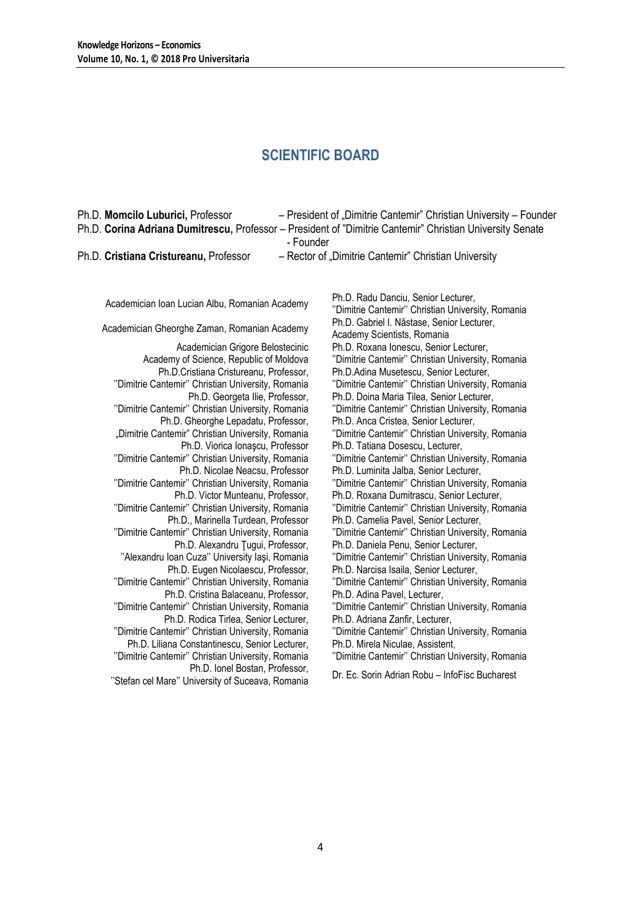## SCIENTIFIC BOARD

Ph.D. **Momcilo Luburici,** Professor – President of „Dimitrie Cantemir" Christian University – Founder
Ph.D. **Corina Adriana Dumitrescu,** Professor – President of "Dimitrie Cantemir" Christian University Senate - Founder
Ph.D. **Cristiana Cristureanu,** Professor – Rector of „Dimitrie Cantemir" Christian University

Academician Ioan Lucian Albu, Romanian Academy

Academician Gheorghe Zaman, Romanian Academy

Academician Grigore Belostecinic
Academy of Science, Republic of Moldova

Ph.D.Cristiana Cristureanu, Professor,
''Dimitrie Cantemir'' Christian University, Romania

Ph.D. Georgeta Ilie, Professor,
''Dimitrie Cantemir'' Christian University, Romania

Ph.D. Gheorghe Lepadatu, Professor,
„Dimitrie Cantemir" Christian University, Romania

Ph.D. Viorica Ionaşcu, Professor
''Dimitrie Cantemir'' Christian University, Romania

Ph.D. Nicolae Neacsu, Professor
''Dimitrie Cantemir'' Christian University, Romania

Ph.D. Victor Munteanu, Professor,
''Dimitrie Cantemir'' Christian University, Romania

Ph.D., Marinella Turdean, Professor
''Dimitrie Cantemir'' Christian University, Romania

Ph.D. Alexandru Ţugui, Professor,
''Alexandru Ioan Cuza'' University Iaşi, Romania

Ph.D. Eugen Nicolaescu, Professor,
''Dimitrie Cantemir'' Christian University, Romania

Ph.D. Cristina Balaceanu, Professor,
''Dimitrie Cantemir'' Christian University, Romania

Ph.D. Rodica Tirlea, Senior Lecturer,
''Dimitrie Cantemir'' Christian University, Romania

Ph.D. Liliana Constantinescu, Senior Lecturer,
''Dimitrie Cantemir'' Christian University, Romania

Ph.D. Ionel Bostan, Professor,
''Stefan cel Mare'' University of Suceava, Romania

Ph.D. Radu Danciu, Senior Lecturer,
''Dimitrie Cantemir'' Christian University, Romania

Ph.D. Gabriel I. Năstase, Senior Lecturer,
Academy Scientists, Romania

Ph.D. Roxana Ionescu, Senior Lecturer,
''Dimitrie Cantemir'' Christian University, Romania

Ph.D.Adina Musetescu, Senior Lecturer,
''Dimitrie Cantemir'' Christian University, Romania

Ph.D. Doina Maria Tilea, Senior Lecturer,
''Dimitrie Cantemir'' Christian University, Romania

Ph.D. Anca Cristea, Senior Lecturer,
''Dimitrie Cantemir'' Christian University, Romania

Ph.D. Tatiana Dosescu, Lecturer,
''Dimitrie Cantemir'' Christian University, Romania

Ph.D. Luminita Jalba, Senior Lecturer,
''Dimitrie Cantemir'' Christian University, Romania

Ph.D. Roxana Dumitrascu, Senior Lecturer,
''Dimitrie Cantemir'' Christian University, Romania

Ph.D. Camelia Pavel, Senior Lecturer,
''Dimitrie Cantemir'' Christian University, Romania

Ph.D. Daniela Penu, Senior Lecturer,
''Dimitrie Cantemir'' Christian University, Romania

Ph.D. Narcisa Isaila, Senior Lecturer,
''Dimitrie Cantemir'' Christian University, Romania

Ph.D. Adina Pavel, Lecturer,
''Dimitrie Cantemir'' Christian University, Romania

Ph.D. Adriana Zanfir, Lecturer,
''Dimitrie Cantemir'' Christian University, Romania

Ph.D. Mirela Niculae, Assistent,
''Dimitrie Cantemir'' Christian University, Romania

Dr. Ec. Sorin Adrian Robu – InfoFisc Bucharest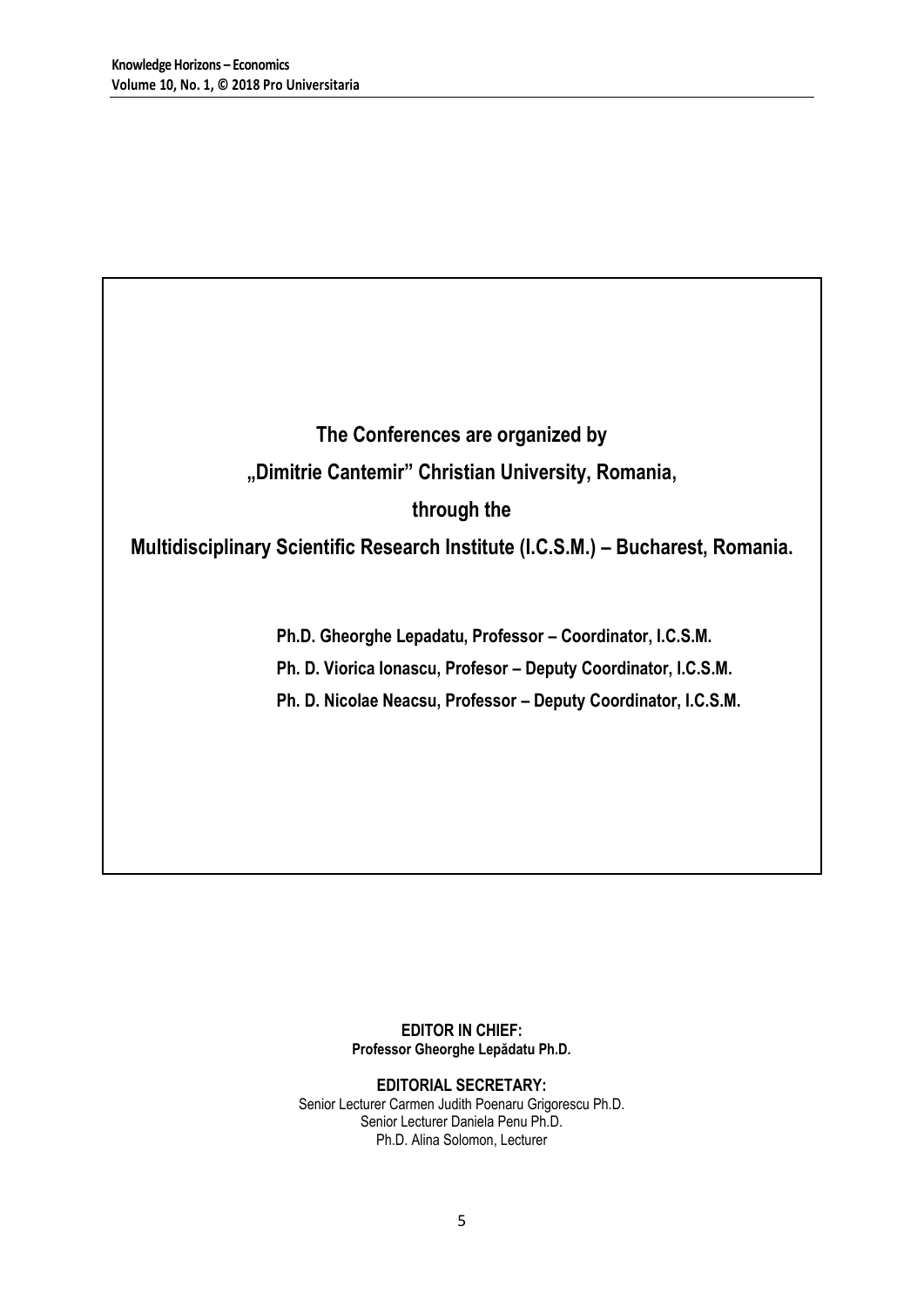**The Conferences are organized by**

**„Dimitrie Cantemir" Christian University, Romania,**

**through the**

**Multidisciplinary Scientific Research Institute (I.C.S.M.) – Bucharest, Romania.**

**Ph.D. Gheorghe Lepadatu, Professor – Coordinator, I.C.S.M.**

**Ph. D. Viorica Ionascu, Profesor – Deputy Coordinator, I.C.S.M.**

**Ph. D. Nicolae Neacsu, Professor – Deputy Coordinator, I.C.S.M.**

**EDITOR IN CHIEF:**
**Professor Gheorghe Lepădatu Ph.D.**

**EDITORIAL SECRETARY:**
Senior Lecturer Carmen Judith Poenaru Grigorescu Ph.D.
Senior Lecturer Daniela Penu Ph.D.
Ph.D. Alina Solomon, Lecturer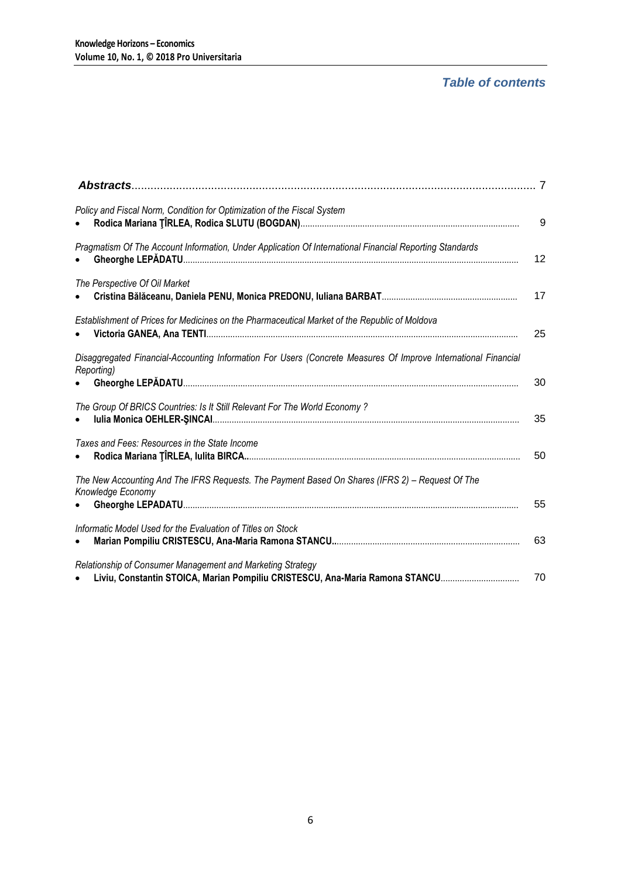## *Table of contents*

| | |
|---|---|
| ***Abstracts*** | 7 |
| *Policy and Fiscal Norm, Condition for Optimization of the Fiscal System*<br>• **Rodica Mariana ŢÎRLEA, Rodica SLUTU (BOGDAN)** | 9 |
| *Pragmatism Of The Account Information, Under Application Of International Financial Reporting Standards*<br>• **Gheorghe LEPĂDATU** | 12 |
| *The Perspective Of Oil Market*<br>• **Cristina Bălăceanu, Daniela PENU, Monica PREDONU, Iuliana BARBAT** | 17 |
| *Establishment of Prices for Medicines on the Pharmaceutical Market of the Republic of Moldova*<br>• **Victoria GANEA, Ana TENTI** | 25 |
| *Disaggregated Financial-Accounting Information For Users (Concrete Measures Of Improve International Financial Reporting)*<br>• **Gheorghe LEPĂDATU** | 30 |
| *The Group Of BRICS Countries: Is It Still Relevant For The World Economy ?*<br>• **Iulia Monica OEHLER-ŞINCAI** | 35 |
| *Taxes and Fees: Resources in the State Income*<br>• **Rodica Mariana ŢÎRLEA, Iulita BIRCA.** | 50 |
| *The New Accounting And The IFRS Requests. The Payment Based On Shares (IFRS 2) – Request Of The Knowledge Economy*<br>• **Gheorghe LEPADATU** | 55 |
| *Informatic Model Used for the Evaluation of Titles on Stock*<br>• **Marian Pompiliu CRISTESCU, Ana-Maria Ramona STANCU.** | 63 |
| *Relationship of Consumer Management and Marketing Strategy*<br>• **Liviu, Constantin STOICA, Marian Pompiliu CRISTESCU, Ana-Maria Ramona STANCU** | 70 |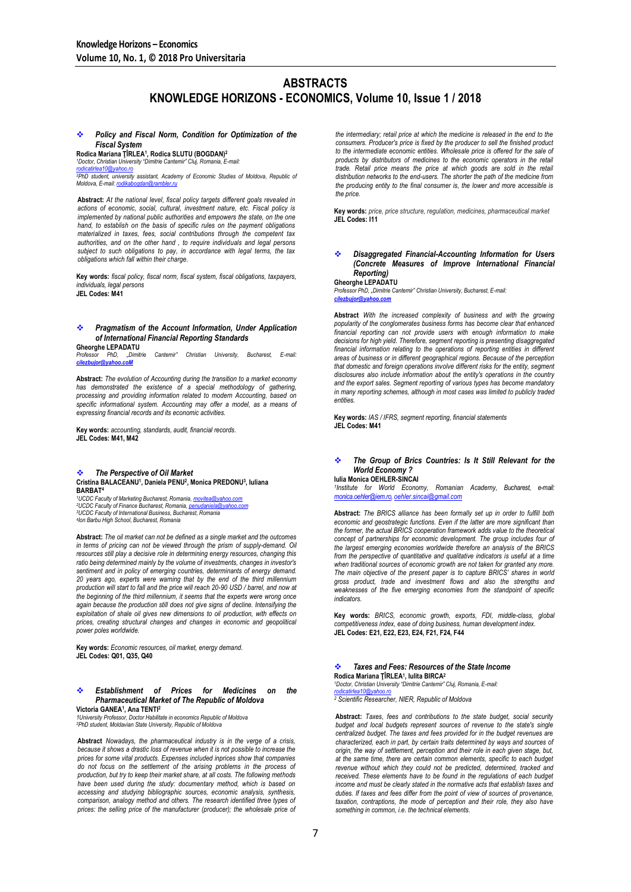# ABSTRACTS

# KNOWLEDGE HORIZONS - ECONOMICS, Volume 10, Issue 1 / 2018

### ❖ *Policy and Fiscal Norm, Condition for Optimization of the Fiscal System*

**Rodica Mariana ŢÎRLEA[1], Rodica SLUTU (BOGDAN)[2]**

[1]*Doctor, Christian University "Dimitrie Cantemir" Cluj, Romania, E-mail: rodicatirlea10@yahoo.ro*

[2]*PhD student, university assistant, Academy of Economic Studies of Moldova, Republic of Moldova, E-mail: rodikabogdan@rambler.ru*

**Abstract:** *At the national level, fiscal policy targets different goals revealed in actions of economic, social, cultural, investment nature, etc. Fiscal policy is implemented by national public authorities and empowers the state, on the one hand, to establish on the basis of specific rules on the payment obligations materialized in taxes, fees, social contributions through the competent tax authorities, and on the other hand , to require individuals and legal persons subject to such obligations to pay, in accordance with legal terms, the tax obligations which fall within their charge.*

**Key words:** *fiscal policy, fiscal norm, fiscal system, fiscal obligations, taxpayers, individuals, legal persons*

**JEL Codes: M41**

### ❖ *Pragmatism of the Account Information, Under Application of International Financial Reporting Standards*

**Gheorghe LEPADATU**

*Professor PhD, „Dimitrie Cantemir" Christian University, Bucharest, E-mail: cilezbujor@yahoo.coM*

**Abstract:** *The evolution of Accounting during the transition to a market economy has demonstrated the existence of a special methodology of gathering, processing and providing information related to modern Accounting, based on specific informational system. Accounting may offer a model, as a means of expressing financial records and its economic activities.*

**Key words:** *accounting, standards, audit, financial records.*

**JEL Codes: M41, M42**

### ❖ *The Perspective of Oil Market*

**Cristina BALACEANU[1], Daniela PENU[2], Monica PREDONU[3], Iuliana BARBAT[4]**

[1]*UCDC Faculty of Marketing Bucharest, Romania, movitea@yahoo.com*

[2]*UCDC Faculty of Finance Bucharest, Romania, penudaniela@yahoo.com*

[3]*UCDC Faculty of International Business, Bucharest, Romania*

[4]*Ion Barbu High School, Bucharest, Romania*

**Abstract:** *The oil market can not be defined as a single market and the outcomes in terms of pricing can not be viewed through the prism of supply-demand. Oil resources still play a decisive role in determining energy resources, changing this ratio being determined mainly by the volume of investments, changes in investor's sentiment and in policy of emerging countries, determinants of energy demand. 20 years ago, experts were warning that by the end of the third millennium production will start to fall and the price will reach 20-90 USD / barrel, and now at the beginning of the third millennium, it seems that the experts were wrong once again because the production still does not give signs of decline. Intensifying the exploitation of shale oil gives new dimensions to oil production, with effects on prices, creating structural changes and changes in economic and geopolitical power poles worldwide.*

**Key words:** *Economic resources, oil market, energy demand.*

**JEL Codes: Q01, Q35, Q40**

### ❖ *Establishment of Prices for Medicines on the Pharmaceutical Market of The Republic of Moldova*

**Victoria GANEA[1], Ana TENTI[2]**

[1]*University Professor, Doctor Habilitate in economics Republic of Moldova*

[2]*PhD student, Moldavian State University, Republic of Moldova*

**Abstract** *Nowadays, the pharmaceutical industry is in the verge of a crisis, because it shows a drastic loss of revenue when it is not possible to increase the prices for some vital products. Expenses included inprices show that companies do not focus on the settlement of the arising problems in the process of production, but try to keep their market share, at all costs. The following methods have been used during the study: documentary method, which is based on accessing and studying bibliographic sources, economic analysis, synthesis, comparison, analogy method and others. The research identified three types of prices: the selling price of the manufacturer (producer); the wholesale price of the intermediary; retail price at which the medicine is released in the end to the consumers. Producer's price is fixed by the producer to sell the finished product to the intermediate economic entities. Wholesale price is offered for the sale of products by distributors of medicines to the economic operators in the retail trade. Retail price means the price at which goods are sold in the retail distribution networks to the end-users. The shorter the path of the medicine from the producing entity to the final consumer is, the lower and more accessible is the price.*

**Key words:** *price, price structure, regulation, medicines, pharmaceutical market*

**JEL Codes: I11**

### ❖ *Disaggregated Financial-Accounting Information for Users (Concrete Measures of Improve International Financial Reporting)*

**Gheorghe LEPADATU**

*Professor PhD, „Dimitrie Cantemir" Christian University, Bucharest, E-mail: cilezbujor@yahoo.com*

**Abstract** *With the increased complexity of business and with the growing popularity of the conglomerates business forms has become clear that enhanced financial reporting can not provide users with enough information to make decisions for high yield. Therefore, segment reporting is presenting disaggregated financial information relating to the operations of reporting entities in different areas of business or in different geographical regions. Because of the perception that domestic and foreign operations involve different risks for the entity, segment disclosures also include information about the entity's operations in the country and the export sales. Segment reporting of various types has become mandatory in many reporting schemes, although in most cases was limited to publicly traded entities.*

**Key words:** *IAS / IFRS, segment reporting, financial statements*

**JEL Codes: M41**

### ❖ *The Group of Brics Countries: Is It Still Relevant for the World Economy ?*

**Iulia Monica OEHLER-SINCAI**

[1]*Institute for World Economy, Romanian Academy, Bucharest, e-mail: monica.oehler@iem.ro, oehler.sincai@gmail.com*

**Abstract:** *The BRICS alliance has been formally set up in order to fulfill both economic and geostrategic functions. Even if the latter are more significant than the former, the actual BRICS cooperation framework adds value to the theoretical concept of partnerships for economic development. The group includes four of the largest emerging economies worldwide therefore an analysis of the BRICS from the perspective of quantitative and qualitative indicators is useful at a time when traditional sources of economic growth are not taken for granted any more. The main objective of the present paper is to capture BRICS' shares in world gross product, trade and investment flows and also the strengths and weaknesses of the five emerging economies from the standpoint of specific indicators.*

**Key words:** *BRICS, economic growth, exports, FDI, middle-class, global competitiveness index, ease of doing business, human development index.*

**JEL Codes: E21, E22, E23, E24, F21, F24, F44**

### ❖ *Taxes and Fees: Resources of the State Income*

**Rodica Mariana ŢÎRLEA[1], Iulita BIRCA[2]**

[1]*Doctor, Christian University "Dimitrie Cantemir" Cluj, Romania, E-mail: rodicatirlea10@yahoo.ro*

[2]*Scientific Researcher, NIER, Republic of Moldova*

**Abstract:** *Taxes, fees and contributions to the state budget, social security budget and local budgets represent sources of revenue to the state's single centralized budget. The taxes and fees provided for in the budget revenues are characterized, each in part, by certain traits determined by ways and sources of origin, the way of settlement, perception and their role in each given stage, but, at the same time, there are certain common elements, specific to each budget revenue without which they could not be predicted, determined, tracked and received. These elements have to be found in the regulations of each budget income and must be clearly stated in the normative acts that establish taxes and duties. If taxes and fees differ from the point of view of sources of provenance, taxation, contraptions, the mode of perception and their role, they also have something in common, i.e. the technical elements.*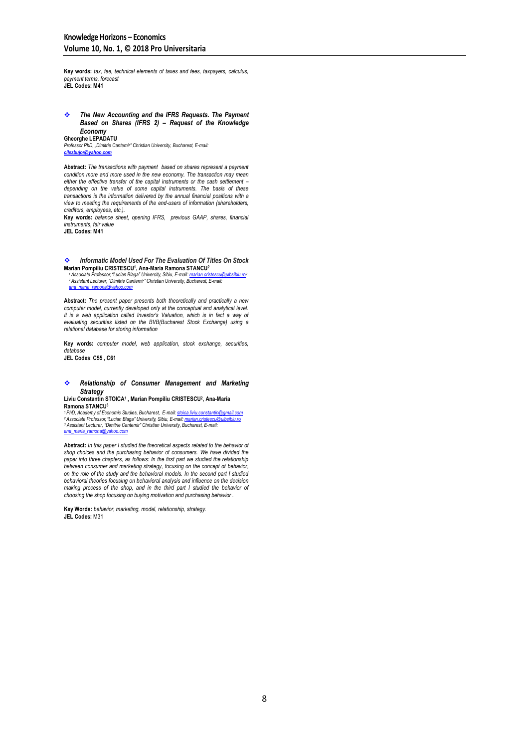**Key words:** *tax, fee, technical elements of taxes and fees, taxpayers, calculus, payment terms, forecast*
**JEL Codes: M41**

### ❖ *The New Accounting and the IFRS Requests. The Payment Based on Shares (IFRS 2) – Request of the Knowledge Economy*

**Gheorghe LEPADATU**
*Professor PhD, „Dimitrie Cantemir" Christian University, Bucharest, E-mail: cilezbujor@yahoo.com*

**Abstract:** *The transactions with payment based on shares represent a payment condition more and more used in the new economy. The transaction may mean either the effective transfer of the capital instruments or the cash settlement – depending on the value of some capital instruments. The basis of these transactions is the information delivered by the annual financial positions with a view to meeting the requirements of the end-users of information (shareholders, creditors, employees, etc.).*
**Key words:** *balance sheet, opening IFRS, previous GAAP, shares, financial instruments, fair value*
**JEL Codes: M41**

### ❖ *Informatic Model Used For The Evaluation Of Titles On Stock*

**Marian Pompiliu CRISTESCU[1], Ana-Maria Ramona STANCU[2]**
*[1] Associate Professor, "Lucian Blaga" University, Sibiu, E-mail: marian.cristescu@ulbsibiu.ro[2]*
*[2] Assistant Lecturer, "Dimitrie Cantemir" Christian University, Bucharest, E-mail: ana_maria_ramona@yahoo.com*

**Abstract:** *The present paper presents both theoretically and practically a new computer model, currently developed only at the conceptual and analytical level. It is a web application called Investor's Valuation, which is in fact a way of evaluating securities listed on the BVB(Bucharest Stock Exchange) using a relational database for storing information*

**Key words:** *computer model, web application, stock exchange, securities, database*
**JEL Codes**: **C55 , C61**

### ❖ *Relationship of Consumer Management and Marketing Strategy*

**Liviu Constantin STOICA[1] , Marian Pompiliu CRISTESCU[2], Ana-Maria Ramona STANCU[3]**
*[1] PhD, Academy of Economic Studies, Bucharest, E-mail: stoica.liviu.constantin@gmail.com*
*[2] Associate Professor, "Lucian Blaga" University, Sibiu, E-mail: marian.cristescu@ulbsibiu.ro*
*[3] Assistant Lecturer, "Dimitrie Cantemir" Christian University, Bucharest, E-mail: ana_maria_ramona@yahoo.com*

**Abstract:** *In this paper I studied the theoretical aspects related to the behavior of shop choices and the purchasing behavior of consumers. We have divided the paper into three chapters, as follows: In the first part we studied the relationship between consumer and marketing strategy, focusing on the concept of behavior, on the role of the study and the behavioral models. In the second part I studied behavioral theories focusing on behavioral analysis and influence on the decision making process of the shop, and in the third part I studied the behavior of choosing the shop focusing on buying motivation and purchasing behavior .*

**Key Words:** *behavior, marketing, model, relationship, strategy.*
**JEL Codes:** M31